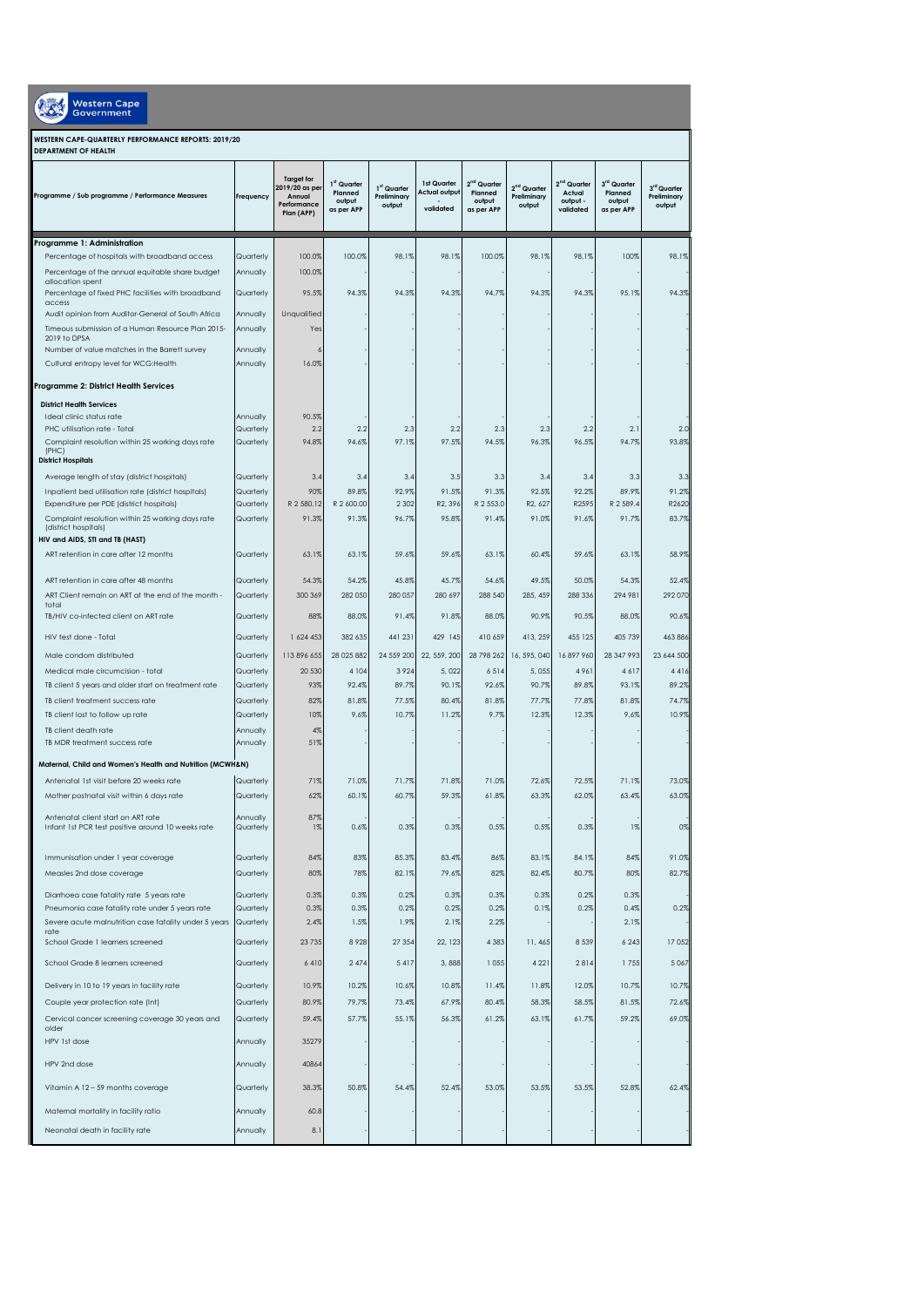Western Cape Government

**WESTERN CAPE-QUARTERLY PERFORMANCE REPORTS: 2019/20**
**DEPARTMENT OF HEALTH**

| Programme / Sub programme / Performance Measures | Frequency | Target for 2019/20 as per Annual Performance Plan (APP) | 1st Quarter Planned output as per APP | 1st Quarter Preliminary output | 1st Quarter Actual output - validated | 2nd Quarter Planned output as per APP | 2nd Quarter Preliminary output | 2nd Quarter Actual output - validated | 3rd Quarter Planned output as per APP | 3rd Quarter Preliminary output |
|---|---|---|---|---|---|---|---|---|---|---|
| **Programme 1: Administration** | | | | | | | | | | |
| Percentage of hospitals with broadband access | Quarterly | 100.0% | 100.0% | 98.1% | 98.1% | 100.0% | 98.1% | 98.1% | 100% | 98.1% |
| Percentage of the annual equitable share budget allocation spent | Annually | 100.0% | | - | - | | - | - | | - |
| Percentage of fixed PHC facilities with broadband access | Quarterly | 95.5% | 94.3% | 94.3% | 94.3% | 94.7% | 94.3% | 94.3% | 95.1% | 94.3% |
| Audit opinion from Auditor-General of South Africa | Annually | Unqualified | | - | - | | - | - | | - |
| Timeous submission of a Human Resource Plan 2015-2019 to DPSA | Annually | Yes | | - | - | | - | - | | - |
| Number of value matches in the Barrett survey | Annually | 6 | | - | - | | - | - | | - |
| Cultural entropy level for WCG:Health | Annually | 16.0% | | - | - | | - | - | | - |
| **Programme 2: District Health Services** | | | | | | | | | | |
| **District Health Services** | | | | | | | | | | |
| Ideal clinic status rate | Annually | 90.5% | | - | - | | - | - | | - |
| PHC utilisation rate - Total | Quarterly | 2.2 | 2.2 | 2.3 | 2.2 | 2.3 | 2.3 | 2.2 | 2.1 | 2.0 |
| Complaint resolution within 25 working days rate (PHC) | Quarterly | 94.8% | 94.6% | 97.1% | 97.5% | 94.5% | 96.3% | 96.5% | 94.7% | 93.8% |
| **District Hospitals** | | | | | | | | | | |
| Average length of stay (district hospitals) | Quarterly | 3.4 | 3.4 | 3.4 | 3.5 | 3.3 | 3.4 | 3.4 | 3.3 | 3.3 |
| Inpatient bed utilisation rate (district hospitals) | Quarterly | 90% | 89.8% | 92.9% | 91.5% | 91.3% | 92.5% | 92.2% | 89.9% | 91.2% |
| Expenditure per PDE (district hospitals) | Quarterly | R 2 580.12 | R 2 600.00 | 2 302 | R2, 396 | R 2 553.0 | R2, 627 | R2595 | R 2 589.4 | R2620 |
| Complaint resolution within 25 working days rate (district hospitals) | Quarterly | 91.3% | 91.3% | 96.7% | 95.8% | 91.4% | 91.0% | 91.6% | 91.7% | 83.7% |
| **HIV and AIDS, STI and TB (HAST)** | | | | | | | | | | |
| ART retention in care after 12 months | Quarterly | 63.1% | 63.1% | 59.6% | 59.6% | 63.1% | 60.4% | 59.6% | 63.1% | 58.9% |
| ART retention in care after 48 months | Quarterly | 54.3% | 54.2% | 45.8% | 45.7% | 54.6% | 49.5% | 50.0% | 54.3% | 52.4% |
| ART Client remain on ART at the end of the month - total | Quarterly | 300 369 | 282 050 | 280 057 | 280 697 | 288 540 | 285, 459 | 288 336 | 294 981 | 292 070 |
| TB/HIV co-infected client on ART rate | Quarterly | 88% | 88.0% | 91.4% | 91.8% | 88.0% | 90.9% | 90.5% | 88.0% | 90.6% |
| HIV test done - Total | Quarterly | 1 624 453 | 382 635 | 441 231 | 429 145 | 410 659 | 413, 259 | 455 125 | 405 739 | 463 886 |
| Male condom distributed | Quarterly | 113 896 655 | 28 025 882 | 24 559 200 | 22, 559, 200 | 28 798 262 | 16, 595, 040 | 16 897 960 | 28 347 993 | 23 644 500 |
| Medical male circumcision - total | Quarterly | 20 530 | 4 104 | 3 924 | 5, 022 | 6 514 | 5, 055 | 4 961 | 4 617 | 4 416 |
| TB client 5 years and older start on treatment rate | Quarterly | 93% | 92.4% | 89.7% | 90.1% | 92.6% | 90.7% | 89.8% | 93.1% | 89.2% |
| TB client treatment success rate | Quarterly | 82% | 81.8% | 77.5% | 80.4% | 81.8% | 77.7% | 77.8% | 81.8% | 74.7% |
| TB client lost to follow up rate | Quarterly | 10% | 9.6% | 10.7% | 11.2% | 9.7% | 12.3% | 12.3% | 9.6% | 10.9% |
| TB client death rate | Annually | 4% | | - | - | | - | - | | - |
| TB MDR treatment success rate | Annually | 51% | | - | - | | - | - | | - |
| **Maternal, Child and Women's Health and Nutrition (MCWH&N)** | | | | | | | | | | |
| Antenatal 1st visit before 20 weeks rate | Quarterly | 71% | 71.0% | 71.7% | 71.8% | 71.0% | 72.6% | 72.5% | 71.1% | 73.0% |
| Mother postnatal visit within 6 days rate | Quarterly | 62% | 60.1% | 60.7% | 59.3% | 61.8% | 63.3% | 62.0% | 63.4% | 63.0% |
| Antenatal client start on ART rate | Annually | 87% | | - | - | | - | - | | - |
| Infant 1st PCR test positive around 10 weeks rate | Quarterly | 1% | 0.6% | 0.3% | 0.3% | 0.5% | 0.5% | 0.3% | 1% | 0% |
| Immunisation under 1 year coverage | Quarterly | 84% | 83% | 85.3% | 83.4% | 86% | 83.1% | 84.1% | 84% | 91.0% |
| Measles 2nd dose coverage | Quarterly | 80% | 78% | 82.1% | 79.6% | 82% | 82.4% | 80.7% | 80% | 82.7% |
| Diarrhoea case fatality rate 5 years rate | Quarterly | 0.3% | 0.3% | 0.2% | 0.3% | 0.3% | 0.3% | 0.2% | 0.3% | - |
| Pneumonia case fatality rate under 5 years rate | Quarterly | 0.3% | 0.3% | 0.2% | 0.2% | 0.2% | 0.1% | 0.2% | 0.4% | 0.2% |
| Severe acute malnutrition case fatality under 5 years rate | Quarterly | 2.4% | 1.5% | 1.9% | 2.1% | 2.2% | - | - | 2.1% | - |
| School Grade 1 learners screened | Quarterly | 23 735 | 8 928 | 27 354 | 22, 123 | 4 383 | 11, 465 | 8 539 | 6 243 | 17 052 |
| School Grade 8 learners screened | Quarterly | 6 410 | 2 474 | 5 417 | 3, 888 | 1 055 | 4 221 | 2 814 | 1 755 | 5 067 |
| Delivery in 10 to 19 years in facility rate | Quarterly | 10.9% | 10.2% | 10.6% | 10.8% | 11.4% | 11.8% | 12.0% | 10.7% | 10.7% |
| Couple year protection rate (Int) | Quarterly | 80.9% | 79.7% | 73.4% | 67.9% | 80.4% | 58.3% | 58.5% | 81.5% | 72.6% |
| Cervical cancer screening coverage 30 years and older | Quarterly | 59.4% | 57.7% | 55.1% | 56.3% | 61.2% | 63.1% | 61.7% | 59.2% | 69.0% |
| HPV 1st dose | Annually | 35279 | | - | - | | - | - | | - |
| HPV 2nd dose | Annually | 40864 | | - | - | | - | - | | - |
| Vitamin A 12 – 59 months coverage | Quarterly | 38.3% | 50.8% | 54.4% | 52.4% | 53.0% | 53.5% | 53.5% | 52.8% | 62.4% |
| Maternal mortality in facility ratio | Annually | 60.8 | | - | - | | - | - | | - |
| Neonatal death in facility rate | Annually | 8.1 | | - | - | | - | - | | - |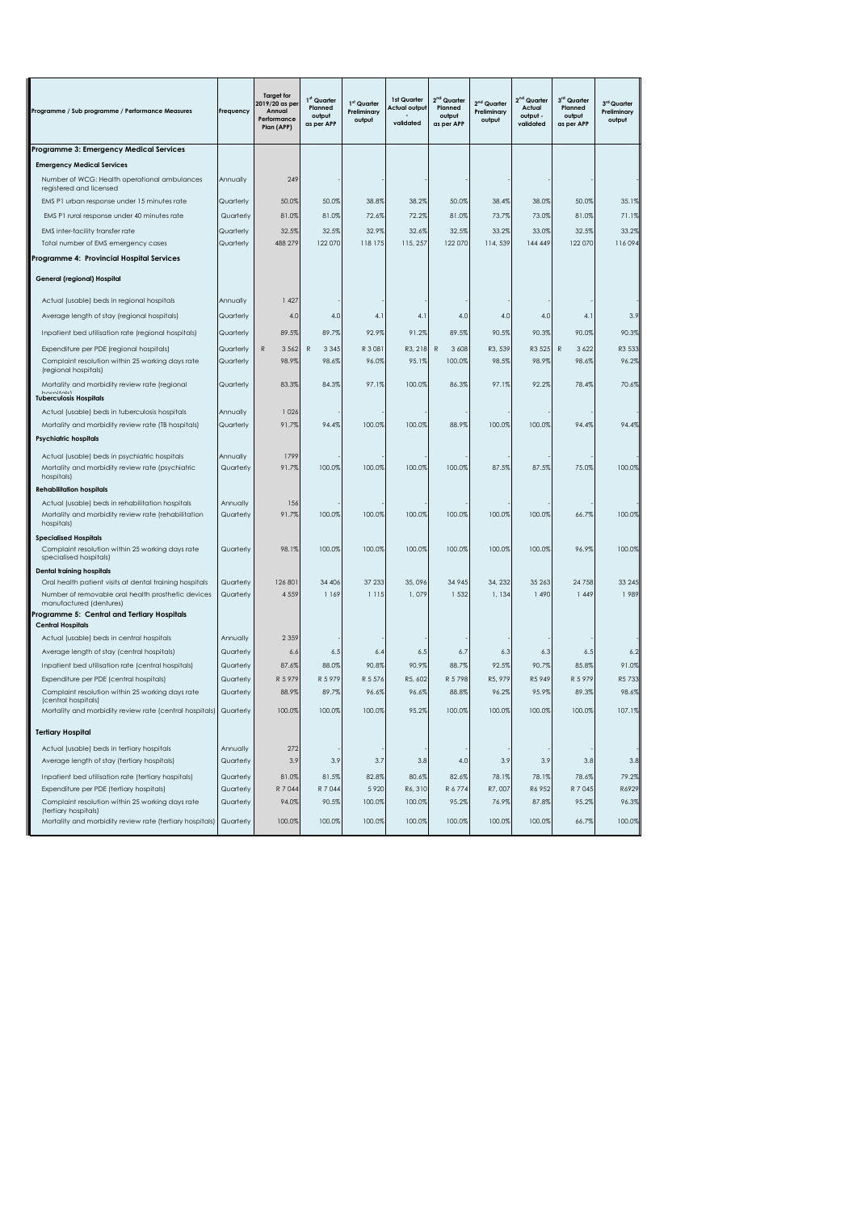| Programme / Sub programme / Performance Measures | Frequency | Target for 2019/20 as per Annual Performance Plan (APP) | 1st Quarter Planned output as per APP | 1st Quarter Preliminary output | 1st Quarter Actual output - validated | 2nd Quarter Planned output as per APP | 2nd Quarter Preliminary output | 2nd Quarter Actual output - validated | 3rd Quarter Planned output as per APP | 3rd Quarter Preliminary output |
|---|---|---|---|---|---|---|---|---|---|---|
| **Programme 3: Emergency Medical Services** | | | | | | | | | | |
| **Emergency Medical Services** | | | | | | | | | | |
| Number of WCG: Health operational ambulances registered and licensed | Annually | 249 | - | - | - | - | - | - | - | - |
| EMS P1 urban response under 15 minutes rate | Quarterly | 50.0% | 50.0% | 38.8% | 38.2% | 50.0% | 38.4% | 38.0% | 50.0% | 35.1% |
| EMS P1 rural response under 40 minutes rate | Quarterly | 81.0% | 81.0% | 72.6% | 72.2% | 81.0% | 73.7% | 73.0% | 81.0% | 71.1% |
| EMS inter-facility transfer rate | Quarterly | 32.5% | 32.5% | 32.9% | 32.6% | 32.5% | 33.2% | 33.0% | 32.5% | 33.2% |
| Total number of EMS emergency cases | Quarterly | 488 279 | 122 070 | 118 175 | 115, 257 | 122 070 | 114, 539 | 144 449 | 122 070 | 116 094 |
| **Programme 4: Provincial Hospital Services** | | | | | | | | | | |
| **General (regional) Hospital** | | | | | | | | | | |
| Actual (usable) beds in regional hospitals | Annually | 1 427 | - | - | - | - | - | - | - | - |
| Average length of stay (regional hospitals) | Quarterly | 4.0 | 4.0 | 4.1 | 4.1 | 4.0 | 4.0 | 4.0 | 4.1 | 3.9 |
| Inpatient bed utilisation rate (regional hospitals) | Quarterly | 89.5% | 89.7% | 92.9% | 91.2% | 89.5% | 90.5% | 90.3% | 90.0% | 90.3% |
| Expenditure per PDE (regional hospitals) | Quarterly | R 3 562 | R 3 345 | R 3 081 | R3, 218 | R 3 608 | R3, 539 | R3 525 | R 3 622 | R3 533 |
| Complaint resolution within 25 working days rate (regional hospitals) | Quarterly | 98.9% | 98.6% | 96.0% | 95.1% | 100.0% | 98.5% | 98.9% | 98.6% | 96.2% |
| Mortality and morbidity review rate (regional hospitals) | Quarterly | 83.3% | 84.3% | 97.1% | 100.0% | 86.3% | 97.1% | 92.2% | 78.4% | 70.6% |
| **Tuberculosis Hospitals** | | | | | | | | | | |
| Actual (usable) beds in tuberculosis hospitals | Annually | 1 026 | - | - | - | - | - | - | - | - |
| Mortality and morbidity review rate (TB hospitals) | Quarterly | 91.7% | 94.4% | 100.0% | 100.0% | 88.9% | 100.0% | 100.0% | 94.4% | 94.4% |
| **Psychiatric hospitals** | | | | | | | | | | |
| Actual (usable) beds in psychiatric hospitals | Annually | 1799 | - | - | - | - | - | - | - | - |
| Mortality and morbidity review rate (psychiatric hospitals) | Quarterly | 91.7% | 100.0% | 100.0% | 100.0% | 100.0% | 87.5% | 87.5% | 75.0% | 100.0% |
| **Rehabilitation hospitals** | | | | | | | | | | |
| Actual (usable) beds in rehabilitation hospitals | Annually | 156 | - | - | - | - | - | - | - | - |
| Mortality and morbidity review rate (rehabilitation hospitals) | Quarterly | 91.7% | 100.0% | 100.0% | 100.0% | 100.0% | 100.0% | 100.0% | 66.7% | 100.0% |
| **Specialised Hospitals** | | | | | | | | | | |
| Complaint resolution within 25 working days rate specialised hospitals) | Quarterly | 98.1% | 100.0% | 100.0% | 100.0% | 100.0% | 100.0% | 100.0% | 96.9% | 100.0% |
| **Dental training hospitals** | | | | | | | | | | |
| Oral health patient visits at dental training hospitals | Quarterly | 126 801 | 34 406 | 37 233 | 35, 096 | 34 945 | 34, 232 | 35 263 | 24 758 | 33 245 |
| Number of removable oral health prosthetic devices manufactured (dentures) | Quarterly | 4 559 | 1 169 | 1 115 | 1, 079 | 1 532 | 1, 134 | 1 490 | 1 449 | 1 989 |
| **Programme 5: Central and Tertiary Hospitals** | | | | | | | | | | |
| **Central Hospitals** | | | | | | | | | | |
| Actual (usable) beds in central hospitals | Annually | 2 359 | - | - | - | - | - | - | - | - |
| Average length of stay (central hospitals) | Quarterly | 6.6 | 6.5 | 6.4 | 6.5 | 6.7 | 6.3 | 6.3 | 6.5 | 6.2 |
| Inpatient bed utilisation rate (central hospitals) | Quarterly | 87.6% | 88.0% | 90.8% | 90.9% | 88.7% | 92.5% | 90.7% | 85.8% | 91.0% |
| Expenditure per PDE (central hospitals) | Quarterly | R 5 979 | R 5 979 | R 5 576 | R5, 602 | R 5 798 | R5, 979 | R5 949 | R 5 979 | R5 733 |
| Complaint resolution within 25 working days rate (central hospitals) | Quarterly | 88.9% | 89.7% | 96.6% | 96.6% | 88.8% | 96.2% | 95.9% | 89.3% | 98.6% |
| Mortality and morbidity review rate (central hospitals) | Quarterly | 100.0% | 100.0% | 100.0% | 95.2% | 100.0% | 100.0% | 100.0% | 100.0% | 107.1% |
| **Tertiary Hospital** | | | | | | | | | | |
| Actual (usable) beds in tertiary hospitals | Annually | 272 | - | - | - | - | - | - | - | - |
| Average length of stay (tertiary hospitals) | Quarterly | 3.9 | 3.9 | 3.7 | 3.8 | 4.0 | 3.9 | 3.9 | 3.8 | 3.8 |
| Inpatient bed utilisation rate (tertiary hospitals) | Quarterly | 81.0% | 81.5% | 82.8% | 80.6% | 82.6% | 78.1% | 78.1% | 78.6% | 79.2% |
| Expenditure per PDE (tertiary hospitals) | Quarterly | R 7 044 | R 7 044 | 5 920 | R6, 310 | R 6 774 | R7, 007 | R6 952 | R 7 045 | R6929 |
| Complaint resolution within 25 working days rate (tertiary hospitals) | Quarterly | 94.0% | 90.5% | 100.0% | 100.0% | 95.2% | 76.9% | 87.8% | 95.2% | 96.3% |
| Mortality and morbidity review rate (tertiary hospitals) | Quarterly | 100.0% | 100.0% | 100.0% | 100.0% | 100.0% | 100.0% | 100.0% | 66.7% | 100.0% |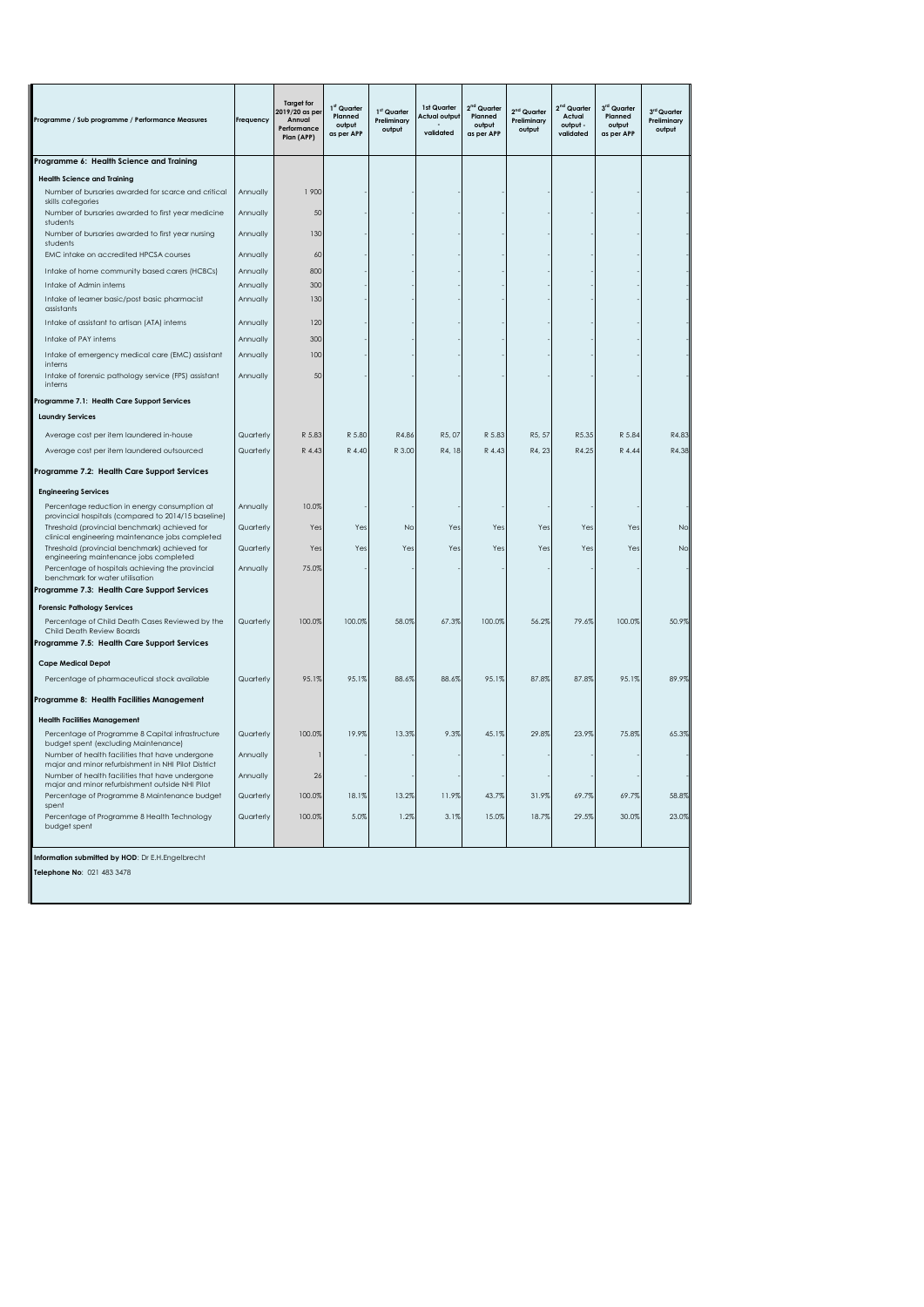| Programme / Sub programme / Performance Measures | Frequency | Target for 2019/20 as per Annual Performance Plan (APP) | 1st Quarter Planned output as per APP | 1st Quarter Preliminary output | 1st Quarter Actual output - validated | 2nd Quarter Planned output as per APP | 2nd Quarter Preliminary output | 2nd Quarter Actual output - validated | 3rd Quarter Planned output as per APP | 3rd Quarter Preliminary output |
|---|---|---|---|---|---|---|---|---|---|---|
| **Programme 6: Health Science and Training** | | | | | | | | | | |
| **Health Science and Training** | | | | | | | | | | |
| Number of bursaries awarded for scarce and critical skills categories | Annually | 1 900 | - | - | - | - | - | - | - | - |
| Number of bursaries awarded to first year medicine students | Annually | 50 | - | - | - | - | - | - | - | - |
| Number of bursaries awarded to first year nursing students | Annually | 130 | - | - | - | - | - | - | - | - |
| EMC intake on accredited HPCSA courses | Annually | 60 | - | - | - | - | - | - | - | - |
| Intake of home community based carers (HCBCs) | Annually | 800 | - | - | - | - | - | - | - | - |
| Intake of Admin interns | Annually | 300 | - | - | - | - | - | - | - | - |
| Intake of learner basic/post basic pharmacist assistants | Annually | 130 | - | - | - | - | - | - | - | - |
| Intake of assistant to artisan (ATA) interns | Annually | 120 | - | - | - | - | - | - | - | - |
| Intake of PAY interns | Annually | 300 | - | - | - | - | - | - | - | - |
| Intake of emergency medical care (EMC) assistant interns | Annually | 100 | - | - | - | - | - | - | - | - |
| Intake of forensic pathology service (FPS) assistant interns | Annually | 50 | - | - | - | - | - | - | - | - |
| **Programme 7.1: Health Care Support Services** | | | | | | | | | | |
| **Laundry Services** | | | | | | | | | | |
| Average cost per item laundered in-house | Quarterly | R 5.83 | R 5.80 | R4.86 | R5, 07 | R 5.83 | R5, 57 | R5.35 | R 5.84 | R4.83 |
| Average cost per item laundered outsourced | Quarterly | R 4.43 | R 4.40 | R 3.00 | R4, 18 | R 4.43 | R4, 23 | R4.25 | R 4.44 | R4.38 |
| **Programme 7.2: Health Care Support Services** | | | | | | | | | | |
| **Engineering Services** | | | | | | | | | | |
| Percentage reduction in energy consumption at provincial hospitals (compared to 2014/15 baseline) | Annually | 10.0% | - | - | - | - | - | - | - | - |
| Threshold (provincial benchmark) achieved for clinical engineering maintenance jobs completed | Quarterly | Yes | Yes | No | Yes | Yes | Yes | Yes | Yes | No |
| Threshold (provincial benchmark) achieved for engineering maintenance jobs completed | Quarterly | Yes | Yes | Yes | Yes | Yes | Yes | Yes | Yes | No |
| Percentage of hospitals achieving the provincial benchmark for water utilisation | Annually | 75.0% | - | - | - | - | - | - | - | - |
| **Programme 7.3: Health Care Support Services** | | | | | | | | | | |
| **Forensic Pathology Services** | | | | | | | | | | |
| Percentage of Child Death Cases Reviewed by the Child Death Review Boards | Quarterly | 100.0% | 100.0% | 58.0% | 67.3% | 100.0% | 56.2% | 79.6% | 100.0% | 50.9% |
| **Programme 7.5: Health Care Support Services** | | | | | | | | | | |
| **Cape Medical Depot** | | | | | | | | | | |
| Percentage of pharmaceutical stock available | Quarterly | 95.1% | 95.1% | 88.6% | 88.6% | 95.1% | 87.8% | 87.8% | 95.1% | 89.9% |
| **Programme 8: Health Facilities Management** | | | | | | | | | | |
| **Health Facilities Management** | | | | | | | | | | |
| Percentage of Programme 8 Capital infrastructure budget spent (excluding Maintenance) | Quarterly | 100.0% | 19.9% | 13.3% | 9.3% | 45.1% | 29.8% | 23.9% | 75.8% | 65.3% |
| Number of health facilities that have undergone major and minor refurbishment in NHI Pilot District | Annually | 1 | - | - | - | - | - | - | - | - |
| Number of health facilities that have undergone major and minor refurbishment outside NHI Pilot | Annually | 26 | - | - | - | - | - | - | - | - |
| Percentage of Programme 8 Maintenance budget spent | Quarterly | 100.0% | 18.1% | 13.2% | 11.9% | 43.7% | 31.9% | 69.7% | 69.7% | 58.8% |
| Percentage of Programme 8 Health Technology budget spent | Quarterly | 100.0% | 5.0% | 1.2% | 3.1% | 15.0% | 18.7% | 29.5% | 30.0% | 23.0% |

**Information submitted by HOD**: Dr E.H.Engelbrecht

**Telephone No**: 021 483 3478